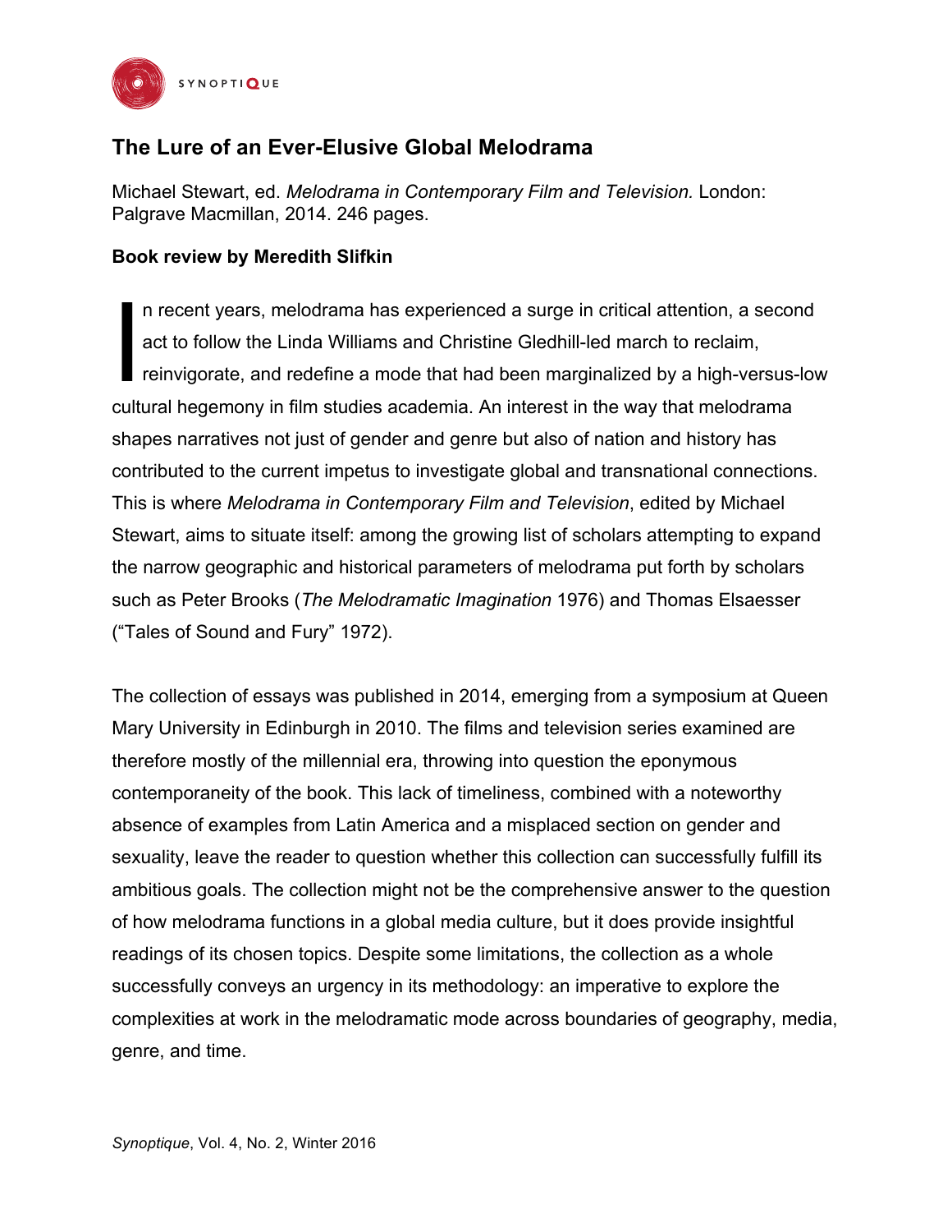# The Lure of an Ever-Elusive Global Melodrama

Michael Stewart, ed. *Melodrama in Contemporary Film and Television.* London: Palgrave Macmillan, 2014. 246 pages.

**Book review by Meredith Slifkin**

In recent years, melodrama has experienced a surge in critical attention, a second act to follow the Linda Williams and Christine Gledhill-led march to reclaim, reinvigorate, and redefine a mode that had been marginalized by a high-versus-low cultural hegemony in film studies academia. An interest in the way that melodrama shapes narratives not just of gender and genre but also of nation and history has contributed to the current impetus to investigate global and transnational connections. This is where *Melodrama in Contemporary Film and Television*, edited by Michael Stewart, aims to situate itself: among the growing list of scholars attempting to expand the narrow geographic and historical parameters of melodrama put forth by scholars such as Peter Brooks (*The Melodramatic Imagination* 1976) and Thomas Elsaesser ("Tales of Sound and Fury" 1972).

The collection of essays was published in 2014, emerging from a symposium at Queen Mary University in Edinburgh in 2010. The films and television series examined are therefore mostly of the millennial era, throwing into question the eponymous contemporaneity of the book. This lack of timeliness, combined with a noteworthy absence of examples from Latin America and a misplaced section on gender and sexuality, leave the reader to question whether this collection can successfully fulfill its ambitious goals. The collection might not be the comprehensive answer to the question of how melodrama functions in a global media culture, but it does provide insightful readings of its chosen topics. Despite some limitations, the collection as a whole successfully conveys an urgency in its methodology: an imperative to explore the complexities at work in the melodramatic mode across boundaries of geography, media, genre, and time.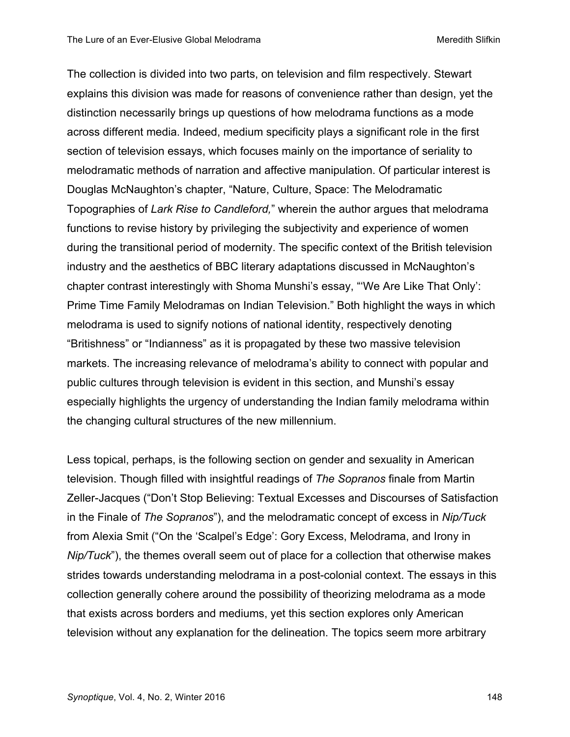The collection is divided into two parts, on television and film respectively. Stewart explains this division was made for reasons of convenience rather than design, yet the distinction necessarily brings up questions of how melodrama functions as a mode across different media. Indeed, medium specificity plays a significant role in the first section of television essays, which focuses mainly on the importance of seriality to melodramatic methods of narration and affective manipulation. Of particular interest is Douglas McNaughton's chapter, "Nature, Culture, Space: The Melodramatic Topographies of *Lark Rise to Candleford,*" wherein the author argues that melodrama functions to revise history by privileging the subjectivity and experience of women during the transitional period of modernity. The specific context of the British television industry and the aesthetics of BBC literary adaptations discussed in McNaughton's chapter contrast interestingly with Shoma Munshi's essay, "'We Are Like That Only': Prime Time Family Melodramas on Indian Television." Both highlight the ways in which melodrama is used to signify notions of national identity, respectively denoting "Britishness" or "Indianness" as it is propagated by these two massive television markets. The increasing relevance of melodrama's ability to connect with popular and public cultures through television is evident in this section, and Munshi's essay especially highlights the urgency of understanding the Indian family melodrama within the changing cultural structures of the new millennium.

Less topical, perhaps, is the following section on gender and sexuality in American television. Though filled with insightful readings of *The Sopranos* finale from Martin Zeller-Jacques ("Don't Stop Believing: Textual Excesses and Discourses of Satisfaction in the Finale of *The Sopranos*"), and the melodramatic concept of excess in *Nip/Tuck* from Alexia Smit ("On the 'Scalpel's Edge': Gory Excess, Melodrama, and Irony in *Nip/Tuck*"), the themes overall seem out of place for a collection that otherwise makes strides towards understanding melodrama in a post-colonial context. The essays in this collection generally cohere around the possibility of theorizing melodrama as a mode that exists across borders and mediums, yet this section explores only American television without any explanation for the delineation. The topics seem more arbitrary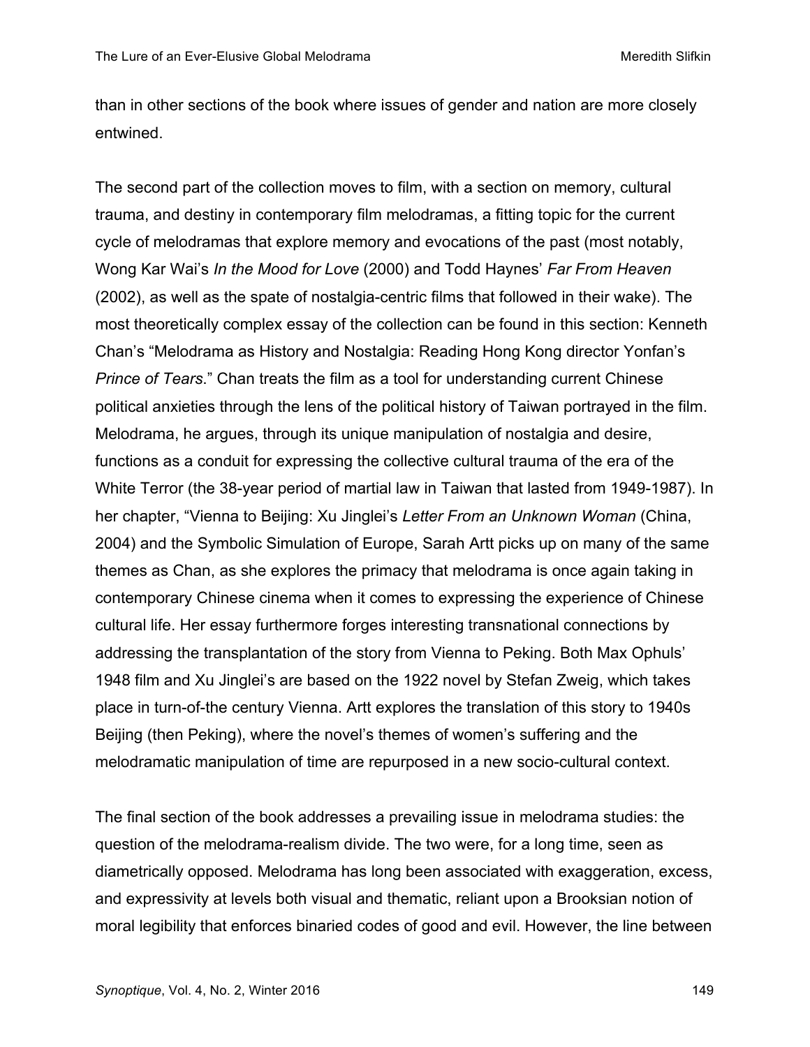than in other sections of the book where issues of gender and nation are more closely entwined.

The second part of the collection moves to film, with a section on memory, cultural trauma, and destiny in contemporary film melodramas, a fitting topic for the current cycle of melodramas that explore memory and evocations of the past (most notably, Wong Kar Wai's *In the Mood for Love* (2000) and Todd Haynes' *Far From Heaven* (2002), as well as the spate of nostalgia-centric films that followed in their wake). The most theoretically complex essay of the collection can be found in this section: Kenneth Chan's "Melodrama as History and Nostalgia: Reading Hong Kong director Yonfan's *Prince of Tears*." Chan treats the film as a tool for understanding current Chinese political anxieties through the lens of the political history of Taiwan portrayed in the film. Melodrama, he argues, through its unique manipulation of nostalgia and desire, functions as a conduit for expressing the collective cultural trauma of the era of the White Terror (the 38-year period of martial law in Taiwan that lasted from 1949-1987). In her chapter, "Vienna to Beijing: Xu Jinglei's *Letter From an Unknown Woman* (China, 2004) and the Symbolic Simulation of Europe, Sarah Artt picks up on many of the same themes as Chan, as she explores the primacy that melodrama is once again taking in contemporary Chinese cinema when it comes to expressing the experience of Chinese cultural life. Her essay furthermore forges interesting transnational connections by addressing the transplantation of the story from Vienna to Peking. Both Max Ophuls' 1948 film and Xu Jinglei's are based on the 1922 novel by Stefan Zweig, which takes place in turn-of-the century Vienna. Artt explores the translation of this story to 1940s Beijing (then Peking), where the novel's themes of women's suffering and the melodramatic manipulation of time are repurposed in a new socio-cultural context.

The final section of the book addresses a prevailing issue in melodrama studies: the question of the melodrama-realism divide. The two were, for a long time, seen as diametrically opposed. Melodrama has long been associated with exaggeration, excess, and expressivity at levels both visual and thematic, reliant upon a Brooksian notion of moral legibility that enforces binaried codes of good and evil. However, the line between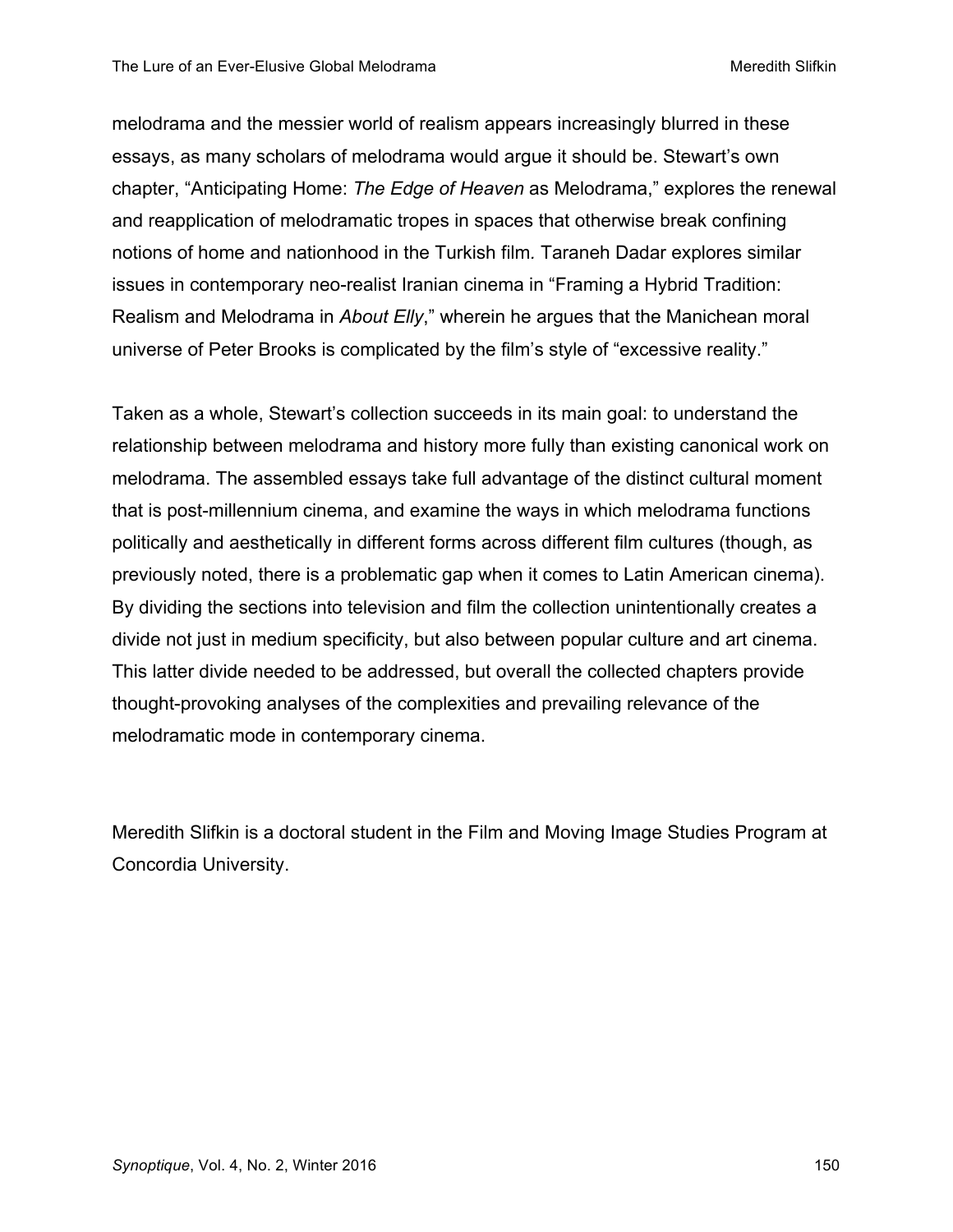melodrama and the messier world of realism appears increasingly blurred in these essays, as many scholars of melodrama would argue it should be. Stewart's own chapter, "Anticipating Home: *The Edge of Heaven* as Melodrama," explores the renewal and reapplication of melodramatic tropes in spaces that otherwise break confining notions of home and nationhood in the Turkish film. Taraneh Dadar explores similar issues in contemporary neo-realist Iranian cinema in "Framing a Hybrid Tradition: Realism and Melodrama in *About Elly*," wherein he argues that the Manichean moral universe of Peter Brooks is complicated by the film's style of "excessive reality."

Taken as a whole, Stewart's collection succeeds in its main goal: to understand the relationship between melodrama and history more fully than existing canonical work on melodrama. The assembled essays take full advantage of the distinct cultural moment that is post-millennium cinema, and examine the ways in which melodrama functions politically and aesthetically in different forms across different film cultures (though, as previously noted, there is a problematic gap when it comes to Latin American cinema). By dividing the sections into television and film the collection unintentionally creates a divide not just in medium specificity, but also between popular culture and art cinema. This latter divide needed to be addressed, but overall the collected chapters provide thought-provoking analyses of the complexities and prevailing relevance of the melodramatic mode in contemporary cinema.

Meredith Slifkin is a doctoral student in the Film and Moving Image Studies Program at Concordia University.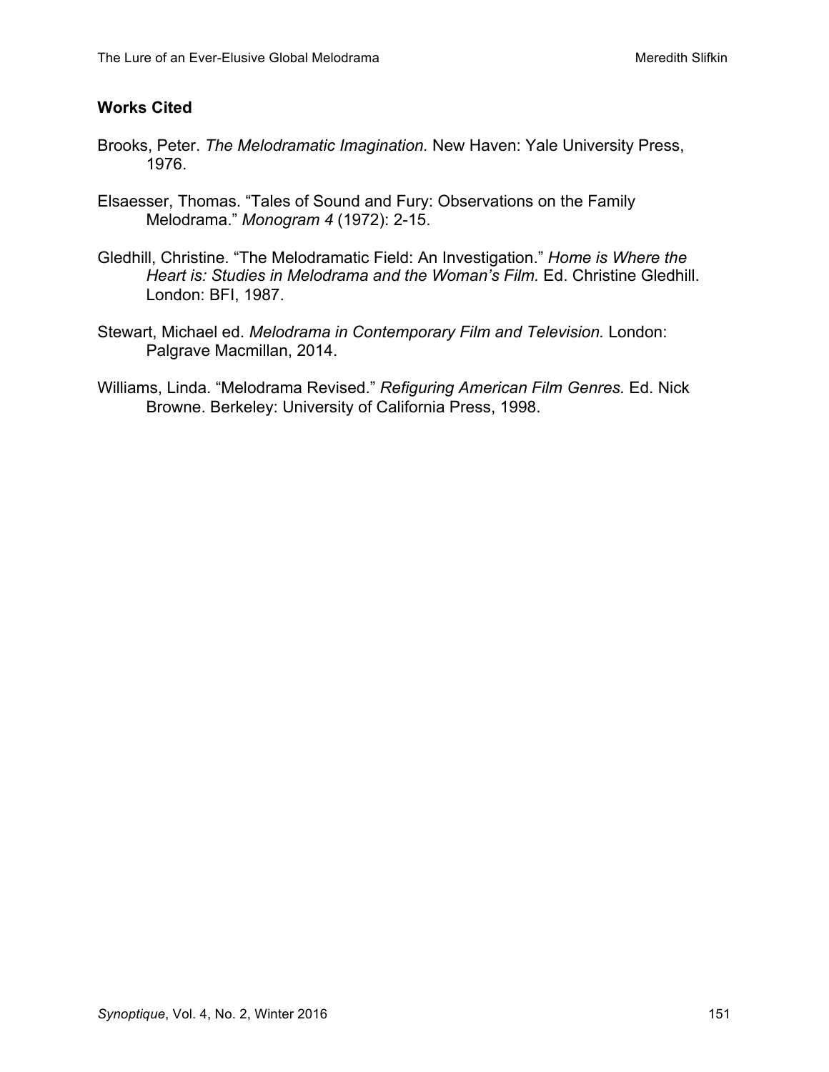## Works Cited

Brooks, Peter. *The Melodramatic Imagination.* New Haven: Yale University Press, 1976.

Elsaesser, Thomas. "Tales of Sound and Fury: Observations on the Family Melodrama." *Monogram 4* (1972): 2-15.

Gledhill, Christine. "The Melodramatic Field: An Investigation." *Home is Where the Heart is: Studies in Melodrama and the Woman's Film.* Ed. Christine Gledhill. London: BFI, 1987.

Stewart, Michael ed. *Melodrama in Contemporary Film and Television.* London: Palgrave Macmillan, 2014.

Williams, Linda. "Melodrama Revised." *Refiguring American Film Genres.* Ed. Nick Browne. Berkeley: University of California Press, 1998.